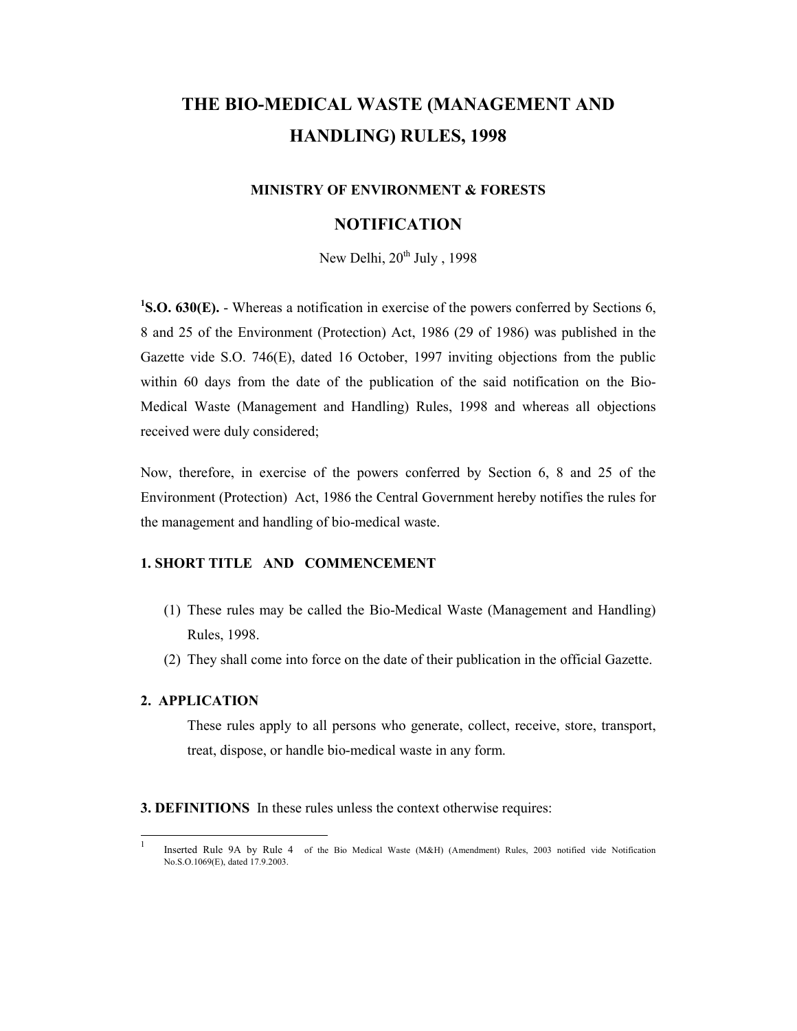# THE BIO-MEDICAL WASTE (MANAGEMENT AND HANDLING) RULES, 1998

### MINISTRY OF ENVIRONMENT & FORESTS

## NOTIFICATION

New Delhi, 20th July , 1998

[1]**S.O. 630(E).** - Whereas a notification in exercise of the powers conferred by Sections 6, 8 and 25 of the Environment (Protection) Act, 1986 (29 of 1986) was published in the Gazette vide S.O. 746(E), dated 16 October, 1997 inviting objections from the public within 60 days from the date of the publication of the said notification on the Bio-Medical Waste (Management and Handling) Rules, 1998 and whereas all objections received were duly considered;

Now, therefore, in exercise of the powers conferred by Section 6, 8 and 25 of the Environment (Protection) Act, 1986 the Central Government hereby notifies the rules for the management and handling of bio-medical waste.

**1. SHORT TITLE AND COMMENCEMENT**

(1) These rules may be called the Bio-Medical Waste (Management and Handling) Rules, 1998.

(2) They shall come into force on the date of their publication in the official Gazette.

**2. APPLICATION**

These rules apply to all persons who generate, collect, receive, store, transport, treat, dispose, or handle bio-medical waste in any form.

**3. DEFINITIONS** In these rules unless the context otherwise requires:

---

[1] Inserted Rule 9A by Rule 4 of the Bio Medical Waste (M&H) (Amendment) Rules, 2003 notified vide Notification No.S.O.1069(E), dated 17.9.2003.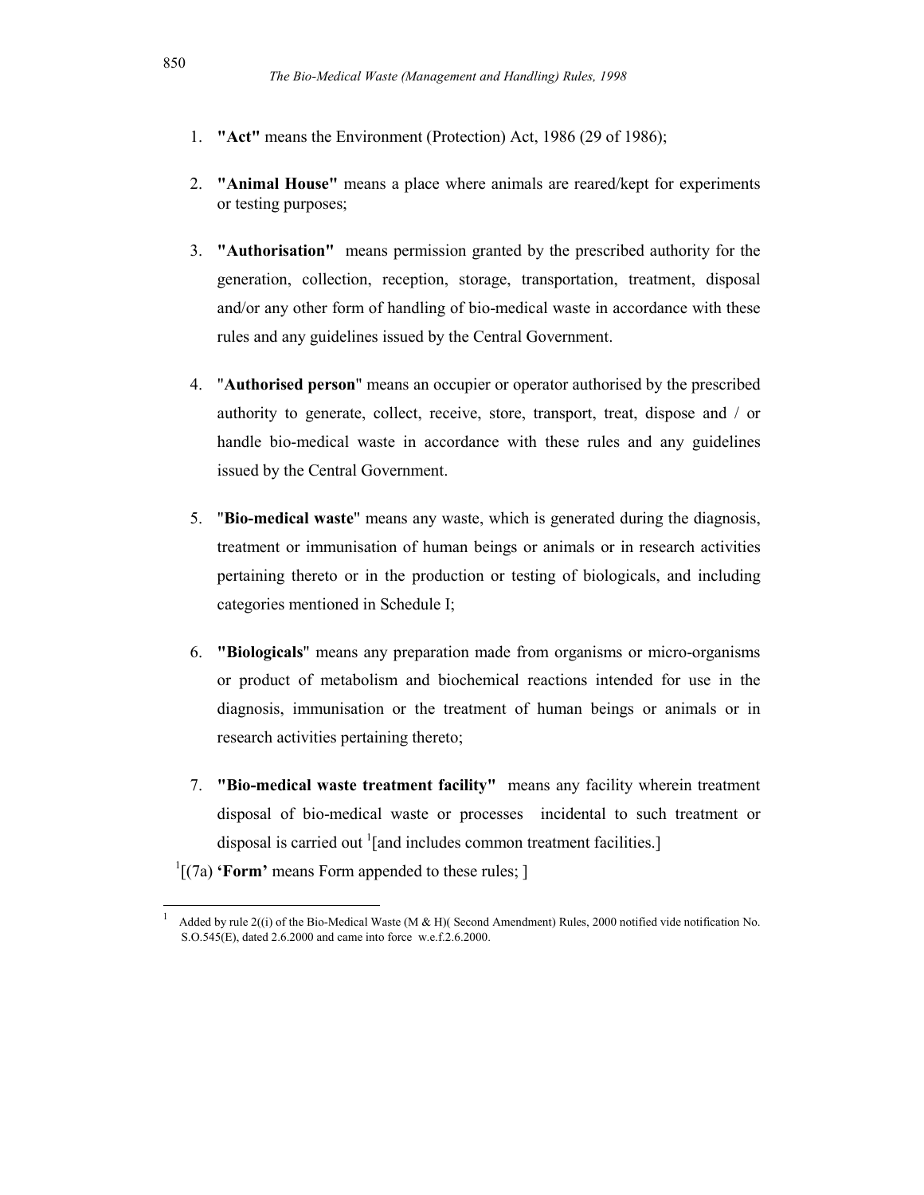1. **"Act"** means the Environment (Protection) Act, 1986 (29 of 1986);

2. **"Animal House"** means a place where animals are reared/kept for experiments or testing purposes;

3. **"Authorisation"** means permission granted by the prescribed authority for the generation, collection, reception, storage, transportation, treatment, disposal and/or any other form of handling of bio-medical waste in accordance with these rules and any guidelines issued by the Central Government.

4. "**Authorised person**" means an occupier or operator authorised by the prescribed authority to generate, collect, receive, store, transport, treat, dispose and / or handle bio-medical waste in accordance with these rules and any guidelines issued by the Central Government.

5. "**Bio-medical waste**" means any waste, which is generated during the diagnosis, treatment or immunisation of human beings or animals or in research activities pertaining thereto or in the production or testing of biologicals, and including categories mentioned in Schedule I;

6. **"Biologicals**" means any preparation made from organisms or micro-organisms or product of metabolism and biochemical reactions intended for use in the diagnosis, immunisation or the treatment of human beings or animals or in research activities pertaining thereto;

7. **"Bio-medical waste treatment facility"** means any facility wherein treatment disposal of bio-medical waste or processes incidental to such treatment or disposal is carried out [1][and includes common treatment facilities.]

[1][(7a) **'Form'** means Form appended to these rules; ]

---

[1] Added by rule 2((i) of the Bio-Medical Waste (M & H)( Second Amendment) Rules, 2000 notified vide notification No. S.O.545(E), dated 2.6.2000 and came into force w.e.f.2.6.2000.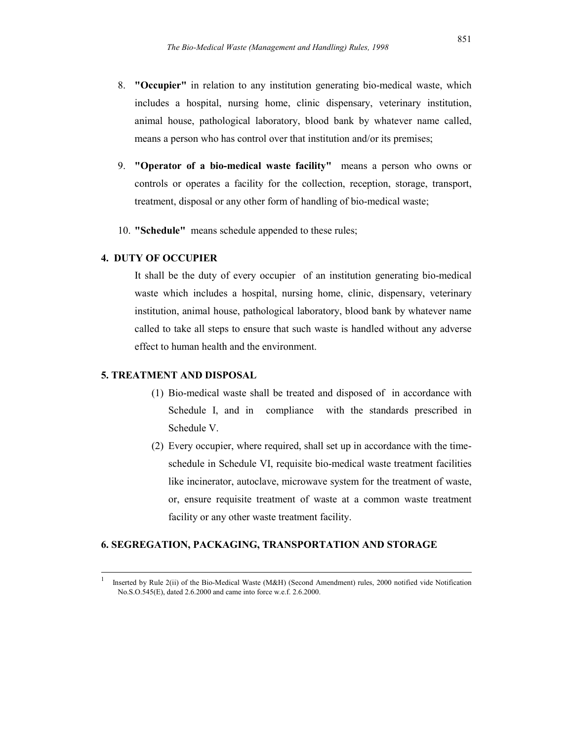8. **"Occupier"** in relation to any institution generating bio-medical waste, which includes a hospital, nursing home, clinic dispensary, veterinary institution, animal house, pathological laboratory, blood bank by whatever name called, means a person who has control over that institution and/or its premises;

9. **"Operator of a bio-medical waste facility"** means a person who owns or controls or operates a facility for the collection, reception, storage, transport, treatment, disposal or any other form of handling of bio-medical waste;

10. **"Schedule"** means schedule appended to these rules;

## 4. DUTY OF OCCUPIER

It shall be the duty of every occupier of an institution generating bio-medical waste which includes a hospital, nursing home, clinic, dispensary, veterinary institution, animal house, pathological laboratory, blood bank by whatever name called to take all steps to ensure that such waste is handled without any adverse effect to human health and the environment.

## 5. TREATMENT AND DISPOSAL

(1) Bio-medical waste shall be treated and disposed of in accordance with Schedule I, and in compliance with the standards prescribed in Schedule V.

(2) Every occupier, where required, shall set up in accordance with the time-schedule in Schedule VI, requisite bio-medical waste treatment facilities like incinerator, autoclave, microwave system for the treatment of waste, or, ensure requisite treatment of waste at a common waste treatment facility or any other waste treatment facility.

## 6. SEGREGATION, PACKAGING, TRANSPORTATION AND STORAGE

---

[1] Inserted by Rule 2(ii) of the Bio-Medical Waste (M&H) (Second Amendment) rules, 2000 notified vide Notification No.S.O.545(E), dated 2.6.2000 and came into force w.e.f. 2.6.2000.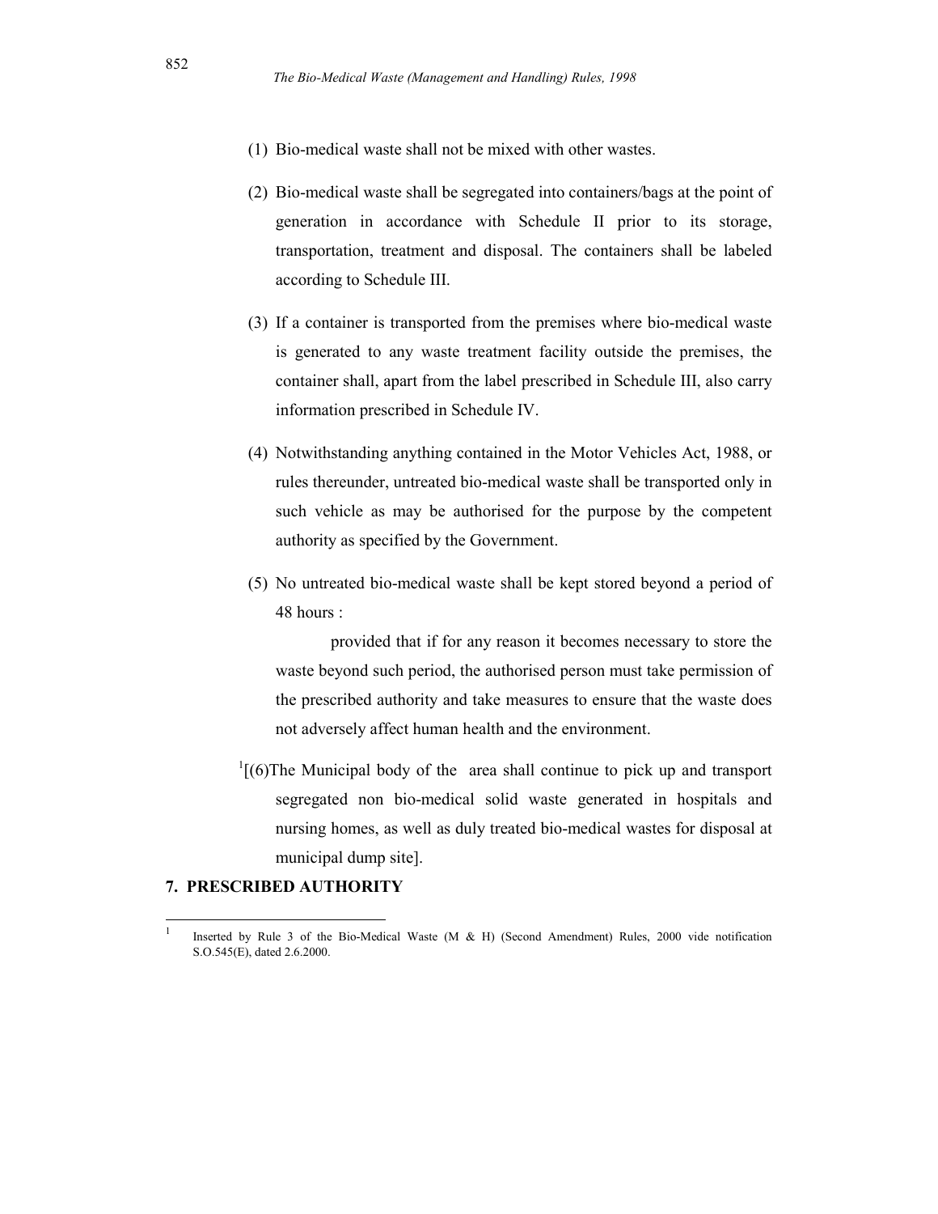(1) Bio-medical waste shall not be mixed with other wastes.

(2) Bio-medical waste shall be segregated into containers/bags at the point of generation in accordance with Schedule II prior to its storage, transportation, treatment and disposal. The containers shall be labeled according to Schedule III.

(3) If a container is transported from the premises where bio-medical waste is generated to any waste treatment facility outside the premises, the container shall, apart from the label prescribed in Schedule III, also carry information prescribed in Schedule IV.

(4) Notwithstanding anything contained in the Motor Vehicles Act, 1988, or rules thereunder, untreated bio-medical waste shall be transported only in such vehicle as may be authorised for the purpose by the competent authority as specified by the Government.

(5) No untreated bio-medical waste shall be kept stored beyond a period of 48 hours :

provided that if for any reason it becomes necessary to store the waste beyond such period, the authorised person must take permission of the prescribed authority and take measures to ensure that the waste does not adversely affect human health and the environment.

[1][(6)The Municipal body of the area shall continue to pick up and transport segregated non bio-medical solid waste generated in hospitals and nursing homes, as well as duly treated bio-medical wastes for disposal at municipal dump site].

**7. PRESCRIBED AUTHORITY**

---

[1] Inserted by Rule 3 of the Bio-Medical Waste (M & H) (Second Amendment) Rules, 2000 vide notification S.O.545(E), dated 2.6.2000.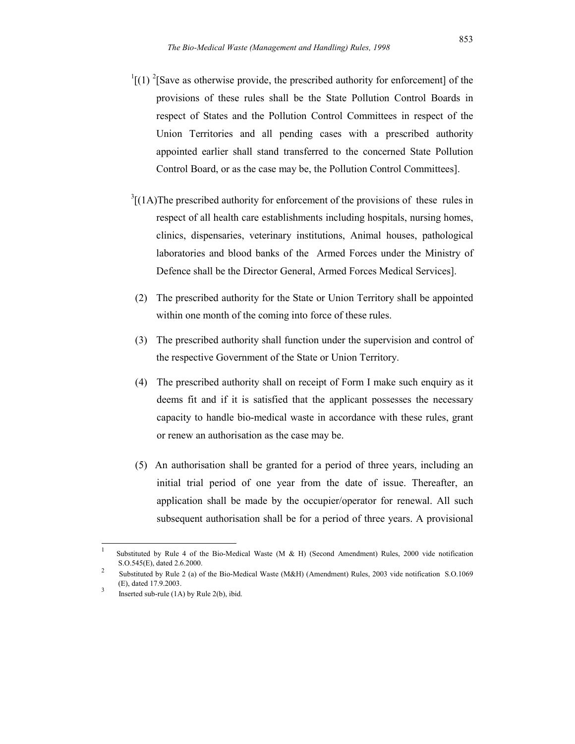[1][(1) [2][Save as otherwise provide, the prescribed authority for enforcement] of the provisions of these rules shall be the State Pollution Control Boards in respect of States and the Pollution Control Committees in respect of the Union Territories and all pending cases with a prescribed authority appointed earlier shall stand transferred to the concerned State Pollution Control Board, or as the case may be, the Pollution Control Committees].

[3][(1A)The prescribed authority for enforcement of the provisions of these rules in respect of all health care establishments including hospitals, nursing homes, clinics, dispensaries, veterinary institutions, Animal houses, pathological laboratories and blood banks of the Armed Forces under the Ministry of Defence shall be the Director General, Armed Forces Medical Services].

(2) The prescribed authority for the State or Union Territory shall be appointed within one month of the coming into force of these rules.

(3) The prescribed authority shall function under the supervision and control of the respective Government of the State or Union Territory.

(4) The prescribed authority shall on receipt of Form I make such enquiry as it deems fit and if it is satisfied that the applicant possesses the necessary capacity to handle bio-medical waste in accordance with these rules, grant or renew an authorisation as the case may be.

(5) An authorisation shall be granted for a period of three years, including an initial trial period of one year from the date of issue. Thereafter, an application shall be made by the occupier/operator for renewal. All such subsequent authorisation shall be for a period of three years. A provisional

---

[1] Substituted by Rule 4 of the Bio-Medical Waste (M & H) (Second Amendment) Rules, 2000 vide notification S.O.545(E), dated 2.6.2000.

[2] Substituted by Rule 2 (a) of the Bio-Medical Waste (M&H) (Amendment) Rules, 2003 vide notification S.O.1069 (E), dated 17.9.2003.

[3] Inserted sub-rule (1A) by Rule 2(b), ibid.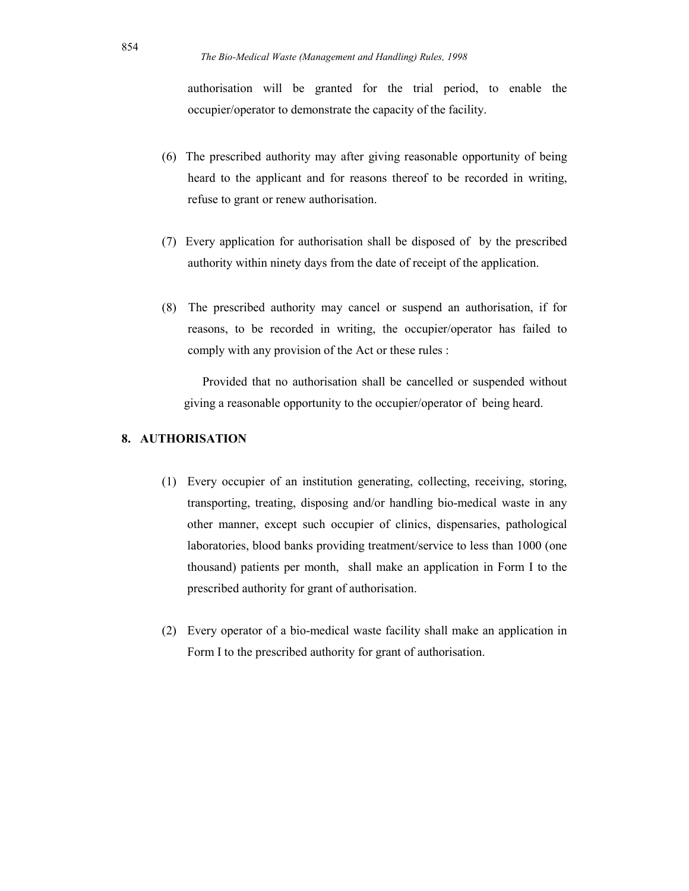authorisation will be granted for the trial period, to enable the occupier/operator to demonstrate the capacity of the facility.

(6) The prescribed authority may after giving reasonable opportunity of being heard to the applicant and for reasons thereof to be recorded in writing, refuse to grant or renew authorisation.

(7) Every application for authorisation shall be disposed of by the prescribed authority within ninety days from the date of receipt of the application.

(8) The prescribed authority may cancel or suspend an authorisation, if for reasons, to be recorded in writing, the occupier/operator has failed to comply with any provision of the Act or these rules :

Provided that no authorisation shall be cancelled or suspended without giving a reasonable opportunity to the occupier/operator of being heard.

## 8. AUTHORISATION

(1) Every occupier of an institution generating, collecting, receiving, storing, transporting, treating, disposing and/or handling bio-medical waste in any other manner, except such occupier of clinics, dispensaries, pathological laboratories, blood banks providing treatment/service to less than 1000 (one thousand) patients per month, shall make an application in Form I to the prescribed authority for grant of authorisation.

(2) Every operator of a bio-medical waste facility shall make an application in Form I to the prescribed authority for grant of authorisation.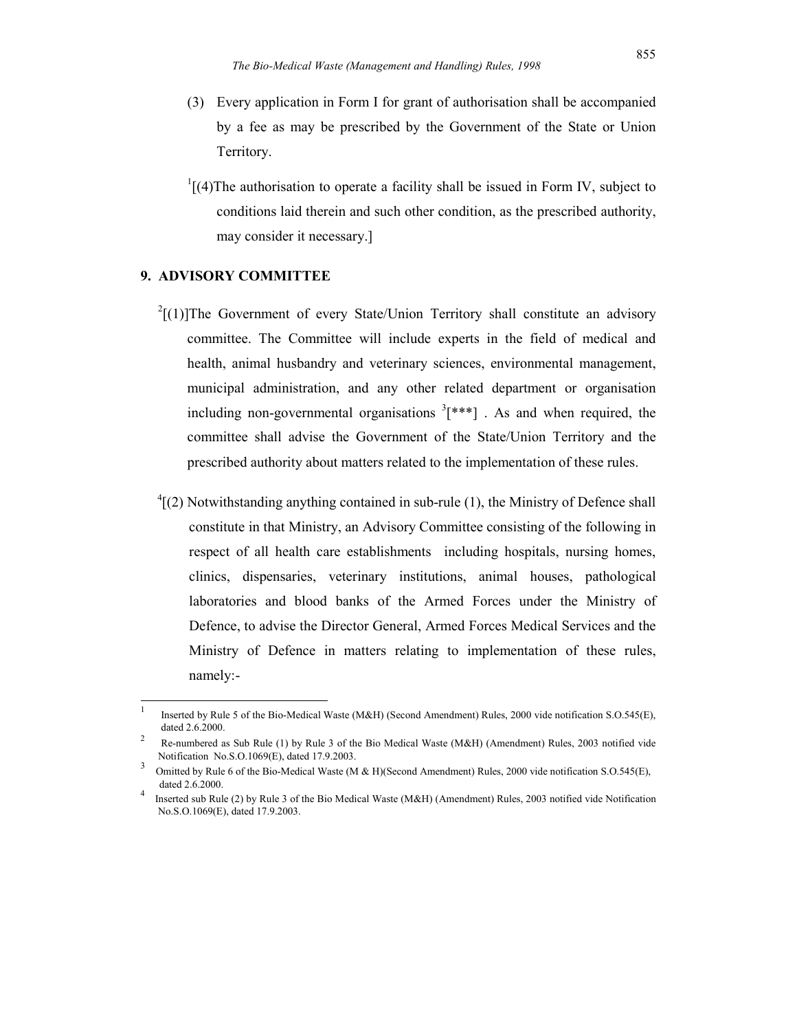(3) Every application in Form I for grant of authorisation shall be accompanied by a fee as may be prescribed by the Government of the State or Union Territory.

[1][(4)The authorisation to operate a facility shall be issued in Form IV, subject to conditions laid therein and such other condition, as the prescribed authority, may consider it necessary.]

## 9. ADVISORY COMMITTEE

[2][(1)]The Government of every State/Union Territory shall constitute an advisory committee. The Committee will include experts in the field of medical and health, animal husbandry and veterinary sciences, environmental management, municipal administration, and any other related department or organisation including non-governmental organisations [3][***] . As and when required, the committee shall advise the Government of the State/Union Territory and the prescribed authority about matters related to the implementation of these rules.

[4][(2) Notwithstanding anything contained in sub-rule (1), the Ministry of Defence shall constitute in that Ministry, an Advisory Committee consisting of the following in respect of all health care establishments including hospitals, nursing homes, clinics, dispensaries, veterinary institutions, animal houses, pathological laboratories and blood banks of the Armed Forces under the Ministry of Defence, to advise the Director General, Armed Forces Medical Services and the Ministry of Defence in matters relating to implementation of these rules, namely:-

---

1 Inserted by Rule 5 of the Bio-Medical Waste (M&H) (Second Amendment) Rules, 2000 vide notification S.O.545(E), dated 2.6.2000.

2 Re-numbered as Sub Rule (1) by Rule 3 of the Bio Medical Waste (M&H) (Amendment) Rules, 2003 notified vide Notification No.S.O.1069(E), dated 17.9.2003.

3 Omitted by Rule 6 of the Bio-Medical Waste (M & H)(Second Amendment) Rules, 2000 vide notification S.O.545(E), dated 2.6.2000.

4 Inserted sub Rule (2) by Rule 3 of the Bio Medical Waste (M&H) (Amendment) Rules, 2003 notified vide Notification No.S.O.1069(E), dated 17.9.2003.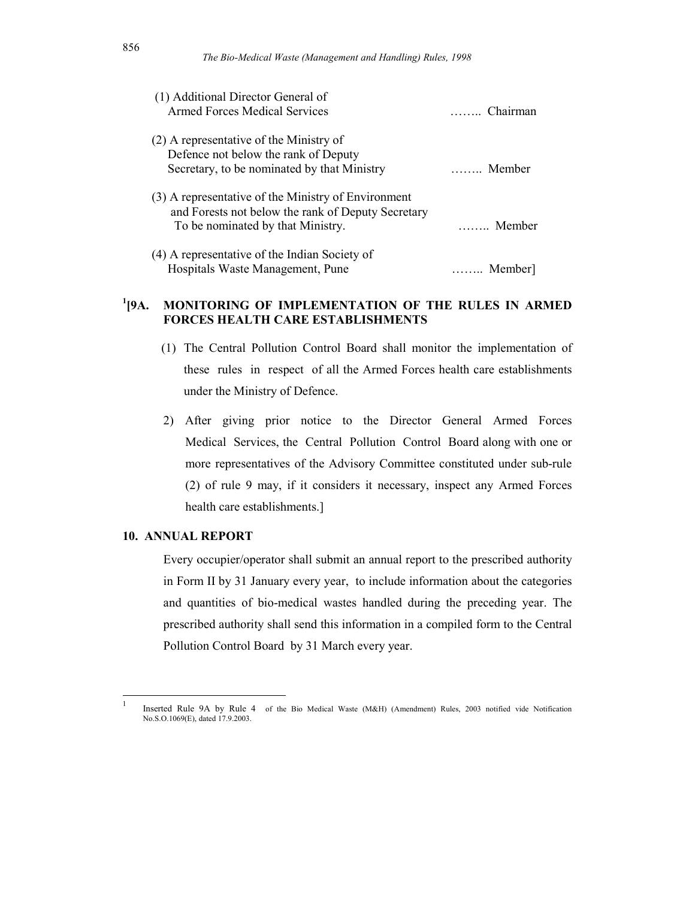(1) Additional Director General of Armed Forces Medical Services …….. Chairman

(2) A representative of the Ministry of Defence not below the rank of Deputy Secretary, to be nominated by that Ministry …….. Member

(3) A representative of the Ministry of Environment and Forests not below the rank of Deputy Secretary To be nominated by that Ministry. …….. Member

(4) A representative of the Indian Society of Hospitals Waste Management, Pune …….. Member]

## [1][9A. MONITORING OF IMPLEMENTATION OF THE RULES IN ARMED FORCES HEALTH CARE ESTABLISHMENTS

(1) The Central Pollution Control Board shall monitor the implementation of these rules in respect of all the Armed Forces health care establishments under the Ministry of Defence.

2) After giving prior notice to the Director General Armed Forces Medical Services, the Central Pollution Control Board along with one or more representatives of the Advisory Committee constituted under sub-rule (2) of rule 9 may, if it considers it necessary, inspect any Armed Forces health care establishments.]

## 10. ANNUAL REPORT

Every occupier/operator shall submit an annual report to the prescribed authority in Form II by 31 January every year, to include information about the categories and quantities of bio-medical wastes handled during the preceding year. The prescribed authority shall send this information in a compiled form to the Central Pollution Control Board by 31 March every year.

---

[1] Inserted Rule 9A by Rule 4 of the Bio Medical Waste (M&H) (Amendment) Rules, 2003 notified vide Notification No.S.O.1069(E), dated 17.9.2003.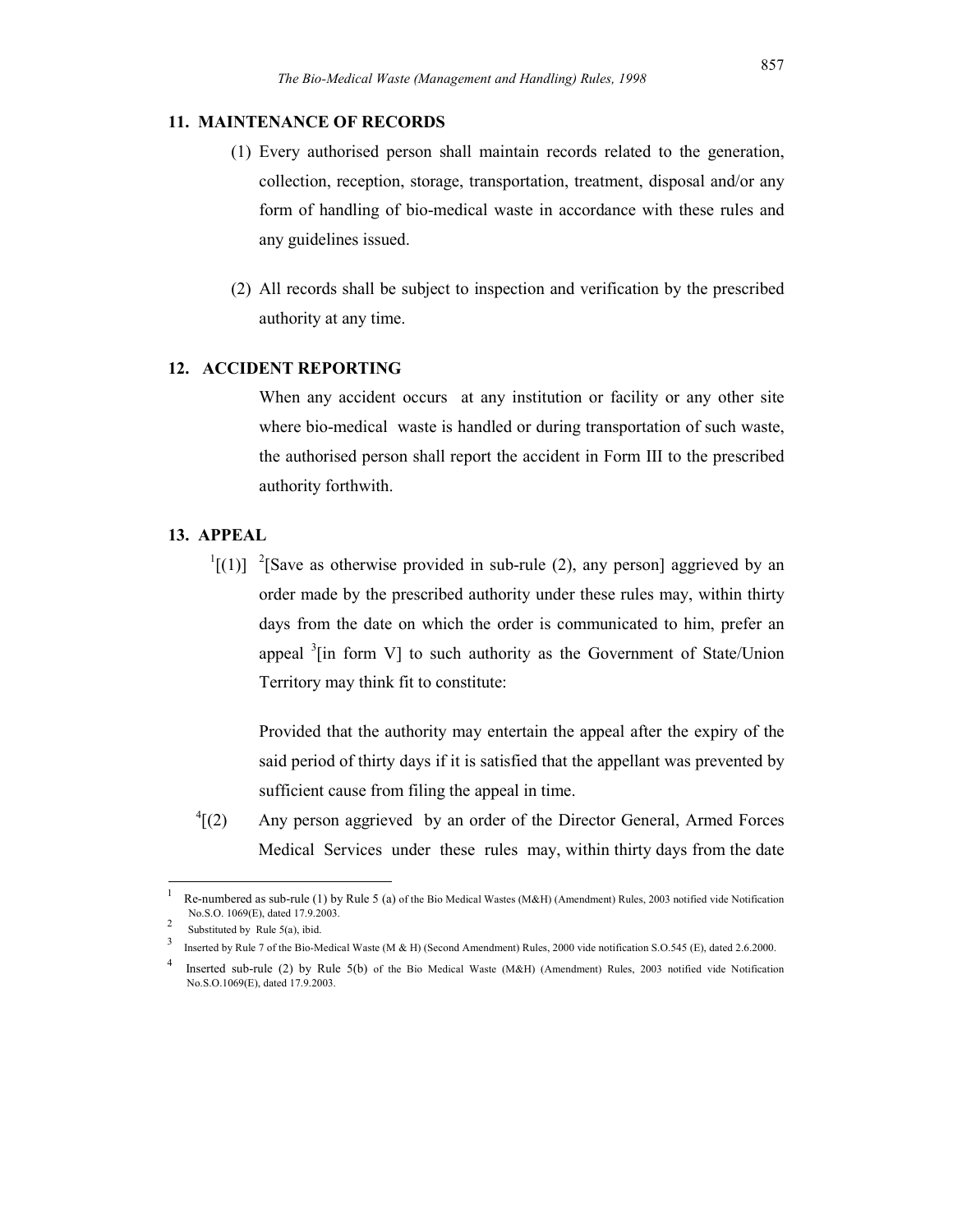## 11. MAINTENANCE OF RECORDS

(1) Every authorised person shall maintain records related to the generation, collection, reception, storage, transportation, treatment, disposal and/or any form of handling of bio-medical waste in accordance with these rules and any guidelines issued.

(2) All records shall be subject to inspection and verification by the prescribed authority at any time.

## 12. ACCIDENT REPORTING

When any accident occurs at any institution or facility or any other site where bio-medical waste is handled or during transportation of such waste, the authorised person shall report the accident in Form III to the prescribed authority forthwith.

## 13. APPEAL

[1][(1)] [2][Save as otherwise provided in sub-rule (2), any person] aggrieved by an order made by the prescribed authority under these rules may, within thirty days from the date on which the order is communicated to him, prefer an appeal [3][in form V] to such authority as the Government of State/Union Territory may think fit to constitute:

Provided that the authority may entertain the appeal after the expiry of the said period of thirty days if it is satisfied that the appellant was prevented by sufficient cause from filing the appeal in time.

[4][(2) Any person aggrieved by an order of the Director General, Armed Forces Medical Services under these rules may, within thirty days from the date

---

[1] Re-numbered as sub-rule (1) by Rule 5 (a) of the Bio Medical Wastes (M&H) (Amendment) Rules, 2003 notified vide Notification No.S.O. 1069(E), dated 17.9.2003.

[2] Substituted by Rule 5(a), ibid.

[3] Inserted by Rule 7 of the Bio-Medical Waste (M & H) (Second Amendment) Rules, 2000 vide notification S.O.545 (E), dated 2.6.2000.

[4] Inserted sub-rule (2) by Rule 5(b) of the Bio Medical Waste (M&H) (Amendment) Rules, 2003 notified vide Notification No.S.O.1069(E), dated 17.9.2003.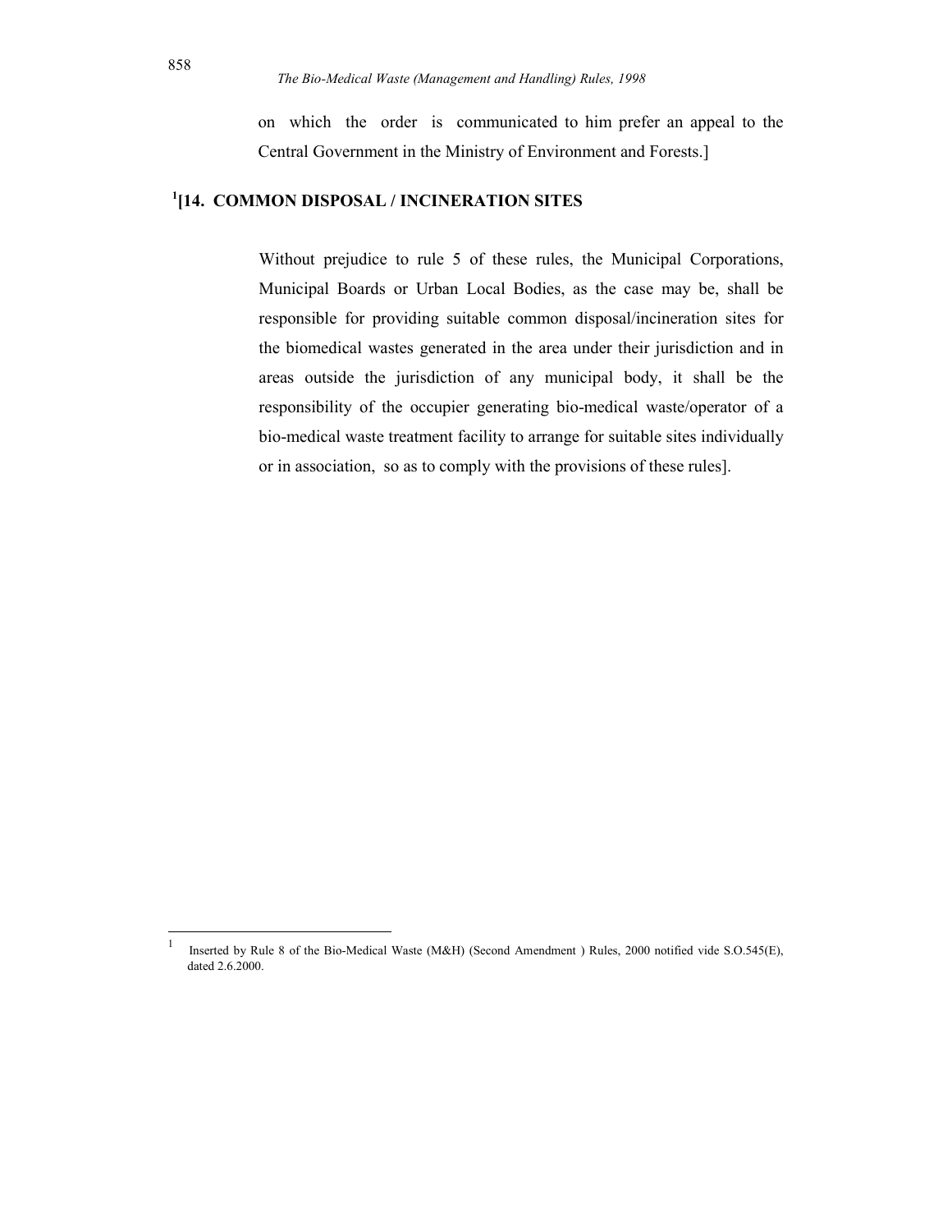on which the order is communicated to him prefer an appeal to the Central Government in the Ministry of Environment and Forests.]

## [1][14. COMMON DISPOSAL / INCINERATION SITES

Without prejudice to rule 5 of these rules, the Municipal Corporations, Municipal Boards or Urban Local Bodies, as the case may be, shall be responsible for providing suitable common disposal/incineration sites for the biomedical wastes generated in the area under their jurisdiction and in areas outside the jurisdiction of any municipal body, it shall be the responsibility of the occupier generating bio-medical waste/operator of a bio-medical waste treatment facility to arrange for suitable sites individually or in association, so as to comply with the provisions of these rules].

---

[1] Inserted by Rule 8 of the Bio-Medical Waste (M&H) (Second Amendment ) Rules, 2000 notified vide S.O.545(E), dated 2.6.2000.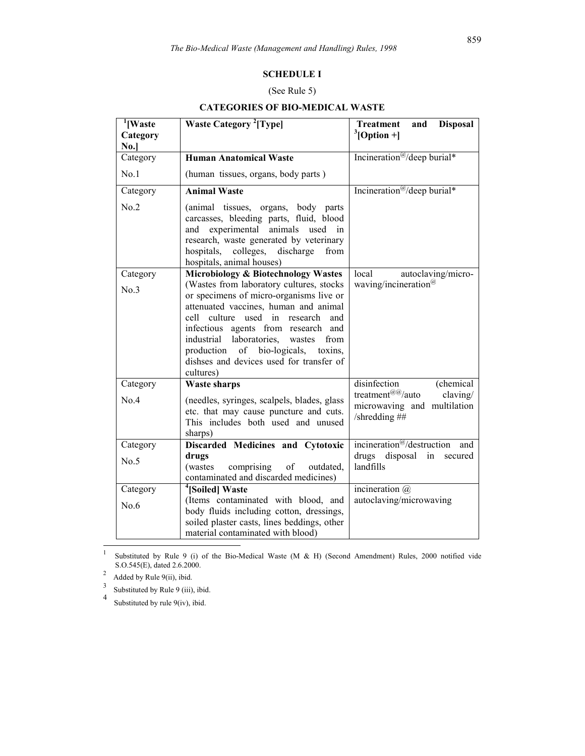## SCHEDULE I

(See Rule 5)

### CATEGORIES OF BIO-MEDICAL WASTE

| [1][Waste Category No.] | Waste Category [2][Type] | Treatment and Disposal [3][Option +] |
|---|---|---|
| Category No.1 | **Human Anatomical Waste** (human tissues, organs, body parts ) | Incineration@/deep burial* |
| Category No.2 | **Animal Waste** (animal tissues, organs, body parts carcasses, bleeding parts, fluid, blood and experimental animals used in research, waste generated by veterinary hospitals, colleges, discharge from hospitals, animal houses) | Incineration@/deep burial* |
| Category No.3 | **Microbiology & Biotechnology Wastes** (Wastes from laboratory cultures, stocks or specimens of micro-organisms live or attenuated vaccines, human and animal cell culture used in research and infectious agents from research and industrial laboratories, wastes from production of bio-logicals, toxins, dishses and devices used for transfer of cultures) | local autoclaving/micro-waving/incineration@ |
| Category No.4 | **Waste sharps** (needles, syringes, scalpels, blades, glass etc. that may cause puncture and cuts. This includes both used and unused sharps) | disinfection (chemical treatment@@/auto claving/ microwaving and multilation /shredding ## |
| Category No.5 | **Discarded Medicines and Cytotoxic drugs** (wastes comprising of outdated, contaminated and discarded medicines) | incineration@/destruction and drugs disposal in secured landfills |
| Category No.6 | **[4][Soiled] Waste** (Items contaminated with blood, and body fluids including cotton, dressings, soiled plaster casts, lines beddings, other material contaminated with blood) | incineration @ autoclaving/microwaving |

---

1 Substituted by Rule 9 (i) of the Bio-Medical Waste (M & H) (Second Amendment) Rules, 2000 notified vide S.O.545(E), dated 2.6.2000.

2 Added by Rule 9(ii), ibid.

3 Substituted by Rule 9 (iii), ibid.

4 Substituted by rule 9(iv), ibid.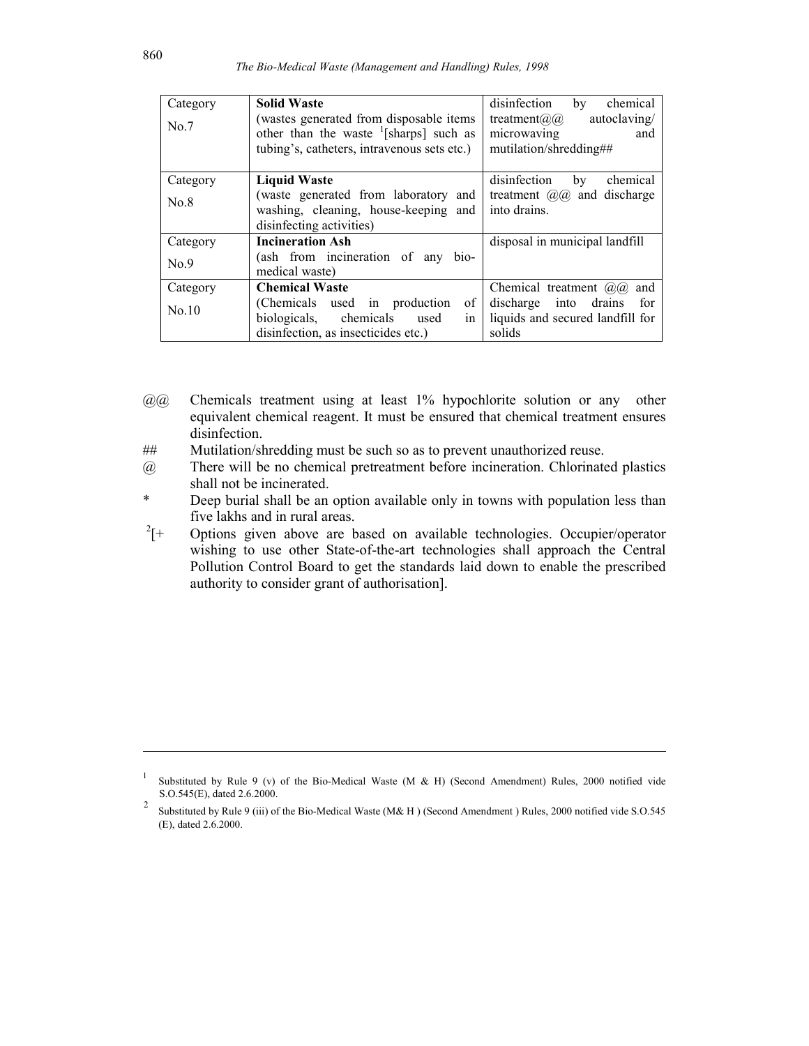| Category No.7 | **Solid Waste** (wastes generated from disposable items other than the waste [1][sharps] such as tubing's, catheters, intravenous sets etc.) | disinfection by chemical treatment@@ autoclaving/ microwaving and mutilation/shredding## |
|---|---|---|
| Category No.8 | **Liquid Waste** (waste generated from laboratory and washing, cleaning, house-keeping and disinfecting activities) | disinfection by chemical treatment @@ and discharge into drains. |
| Category No.9 | **Incineration Ash** (ash from incineration of any bio-medical waste) | disposal in municipal landfill |
| Category No.10 | **Chemical Waste** (Chemicals used in production of biologicals, chemicals used in disinfection, as insecticides etc.) | Chemical treatment @@ and discharge into drains for liquids and secured landfill for solids |

@@ Chemicals treatment using at least 1% hypochlorite solution or any other equivalent chemical reagent. It must be ensured that chemical treatment ensures disinfection.

## Mutilation/shredding must be such so as to prevent unauthorized reuse.

@ There will be no chemical pretreatment before incineration. Chlorinated plastics shall not be incinerated.

* Deep burial shall be an option available only in towns with population less than five lakhs and in rural areas.

[2][+ Options given above are based on available technologies. Occupier/operator wishing to use other State-of-the-art technologies shall approach the Central Pollution Control Board to get the standards laid down to enable the prescribed authority to consider grant of authorisation].

---

[1] Substituted by Rule 9 (v) of the Bio-Medical Waste (M & H) (Second Amendment) Rules, 2000 notified vide S.O.545(E), dated 2.6.2000.

[2] Substituted by Rule 9 (iii) of the Bio-Medical Waste (M& H ) (Second Amendment ) Rules, 2000 notified vide S.O.545 (E), dated 2.6.2000.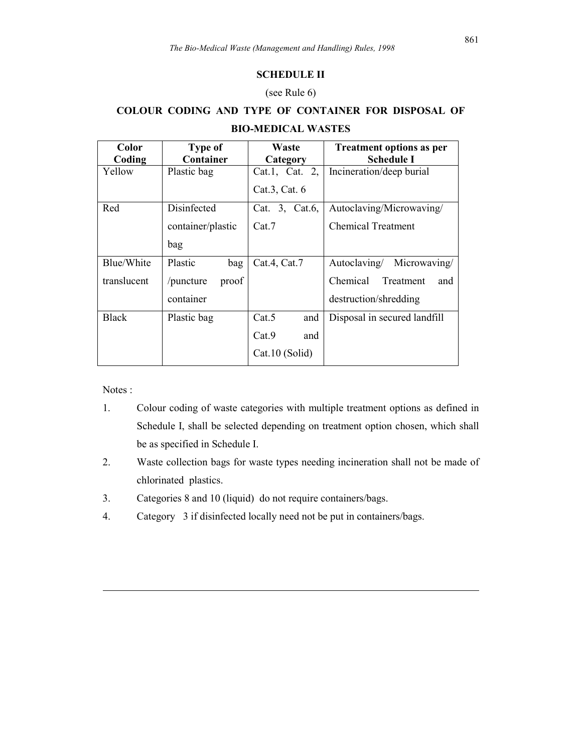## SCHEDULE II

(see Rule 6)

**COLOUR CODING AND TYPE OF CONTAINER FOR DISPOSAL OF BIO-MEDICAL WASTES**

| Color Coding | Type of Container | Waste Category | Treatment options as per Schedule I |
|---|---|---|---|
| Yellow | Plastic bag | Cat.1, Cat. 2, Cat.3, Cat. 6 | Incineration/deep burial |
| Red | Disinfected container/plastic bag | Cat. 3, Cat.6, Cat.7 | Autoclaving/Microwaving/ Chemical Treatment |
| Blue/White translucent | Plastic bag /puncture proof container | Cat.4, Cat.7 | Autoclaving/ Microwaving/ Chemical Treatment and destruction/shredding |
| Black | Plastic bag | Cat.5 and Cat.9 and Cat.10 (Solid) | Disposal in secured landfill |

Notes :

1. Colour coding of waste categories with multiple treatment options as defined in Schedule I, shall be selected depending on treatment option chosen, which shall be as specified in Schedule I.
2. Waste collection bags for waste types needing incineration shall not be made of chlorinated plastics.
3. Categories 8 and 10 (liquid) do not require containers/bags.
4. Category 3 if disinfected locally need not be put in containers/bags.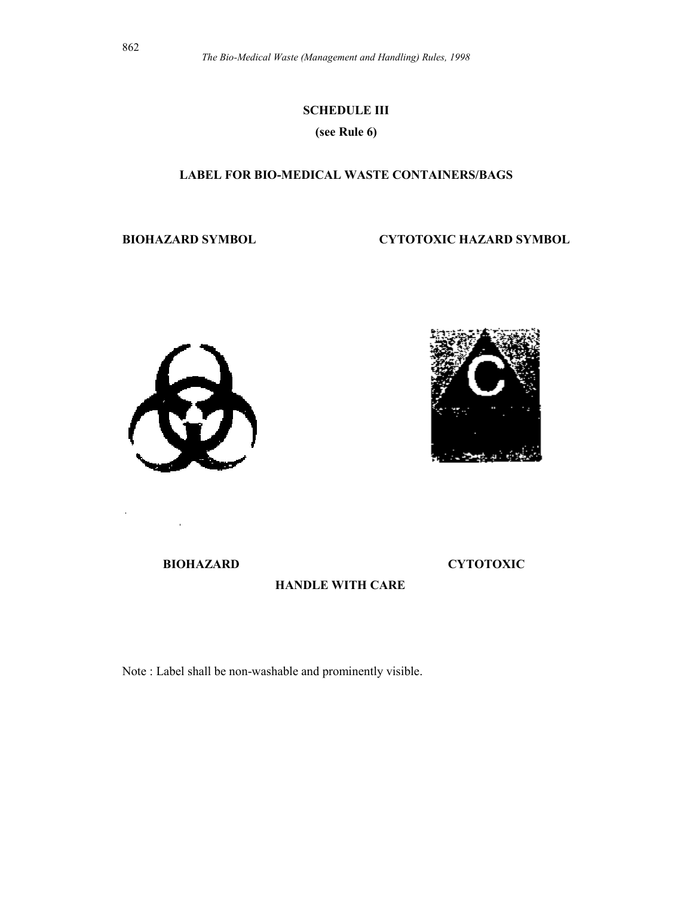## SCHEDULE III

**(see Rule 6)**

### LABEL FOR BIO-MEDICAL WASTE CONTAINERS/BAGS

**BIOHAZARD SYMBOL** | **CYTOTOXIC HAZARD SYMBOL**

**BIOHAZARD** | **CYTOTOXIC**

**HANDLE WITH CARE**

Note : Label shall be non-washable and prominently visible.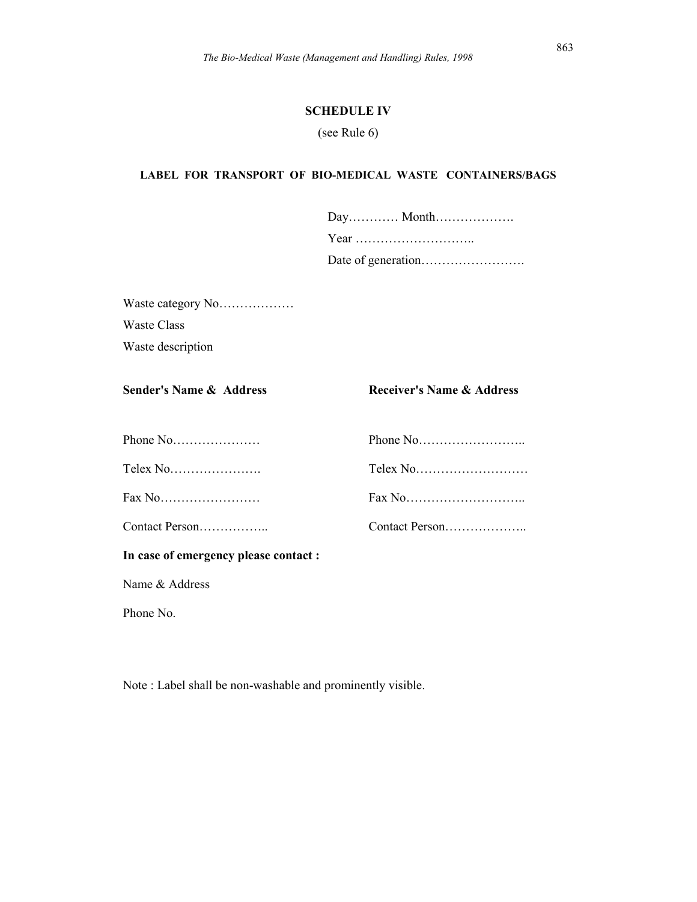## SCHEDULE IV

(see Rule 6)

### LABEL FOR TRANSPORT OF BIO-MEDICAL WASTE CONTAINERS/BAGS

Day………… Month……………….

Year ………………………..

Date of generation…………………….

Waste category No………………

Waste Class

Waste description

| **Sender's Name & Address** | **Receiver's Name & Address** |
|---|---|
| Phone No………………… | Phone No…………………….. |
| Telex No…………………. | Telex No……………………… |
| Fax No…………………… | Fax No……………………….. |
| Contact Person…………….. | Contact Person……………….. |

**In case of emergency please contact :**

Name & Address

Phone No.

Note : Label shall be non-washable and prominently visible.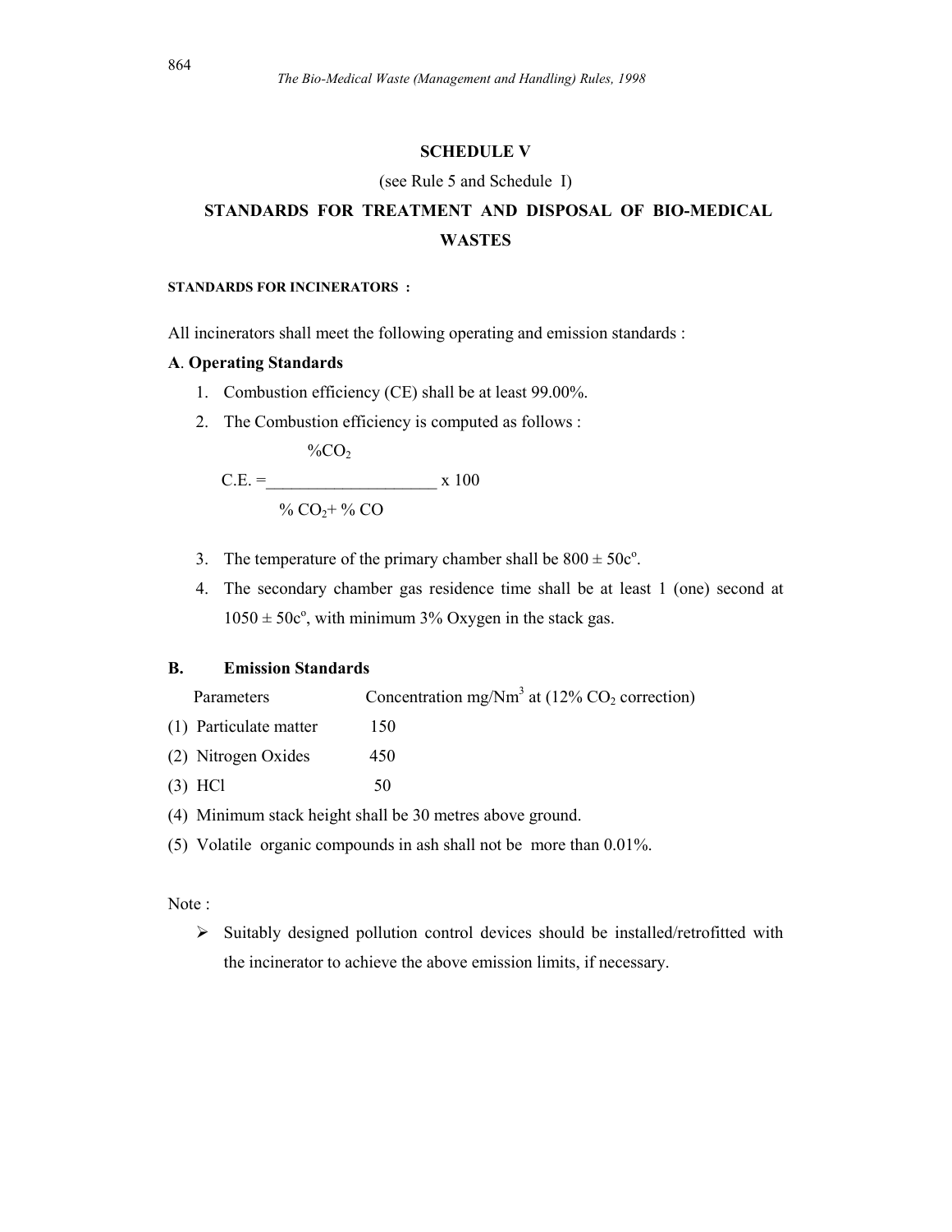## SCHEDULE V

(see Rule 5 and Schedule I)

## STANDARDS FOR TREATMENT AND DISPOSAL OF BIO-MEDICAL WASTES

**STANDARDS FOR INCINERATORS :**

All incinerators shall meet the following operating and emission standards :

### A. Operating Standards

1. Combustion efficiency (CE) shall be at least 99.00%.
2. The Combustion efficiency is computed as follows :

$$C.E. = \frac{\%CO_2}{\%\ CO_2 + \%\ CO} \times 100$$

3. The temperature of the primary chamber shall be $800 \pm 50c^o$.
4. The secondary chamber gas residence time shall be at least 1 (one) second at $1050 \pm 50c^o$, with minimum 3% Oxygen in the stack gas.

### B. Emission Standards

| Parameters | Concentration $mg/Nm^3$ at (12% $CO_2$ correction) |
|---|---|
| (1) Particulate matter | 150 |
| (2) Nitrogen Oxides | 450 |
| (3) HCl | 50 |

(4) Minimum stack height shall be 30 metres above ground.

(5) Volatile organic compounds in ash shall not be more than 0.01%.

Note :

- Suitably designed pollution control devices should be installed/retrofitted with the incinerator to achieve the above emission limits, if necessary.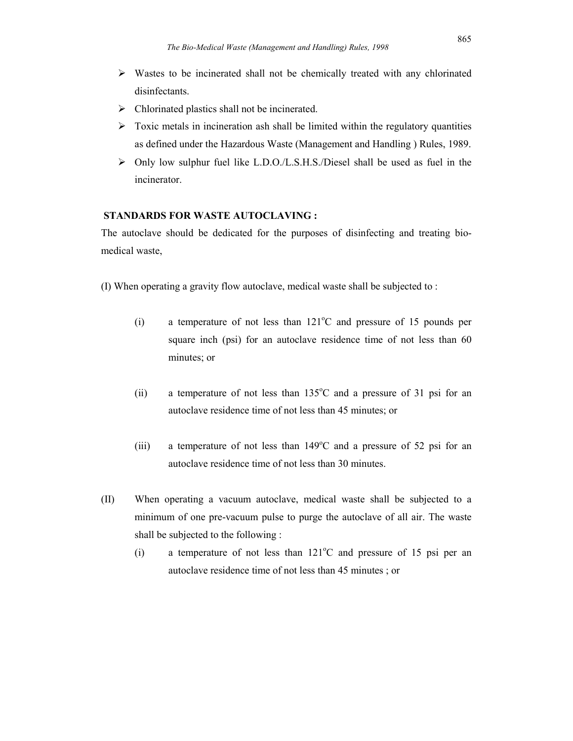- Wastes to be incinerated shall not be chemically treated with any chlorinated disinfectants.
- Chlorinated plastics shall not be incinerated.
- Toxic metals in incineration ash shall be limited within the regulatory quantities as defined under the Hazardous Waste (Management and Handling ) Rules, 1989.
- Only low sulphur fuel like L.D.O./L.S.H.S./Diesel shall be used as fuel in the incinerator.

**STANDARDS FOR WASTE AUTOCLAVING :**

The autoclave should be dedicated for the purposes of disinfecting and treating bio-medical waste,

(I) When operating a gravity flow autoclave, medical waste shall be subjected to :

(i) a temperature of not less than 121°C and pressure of 15 pounds per square inch (psi) for an autoclave residence time of not less than 60 minutes; or

(ii) a temperature of not less than 135°C and a pressure of 31 psi for an autoclave residence time of not less than 45 minutes; or

(iii) a temperature of not less than 149°C and a pressure of 52 psi for an autoclave residence time of not less than 30 minutes.

(II) When operating a vacuum autoclave, medical waste shall be subjected to a minimum of one pre-vacuum pulse to purge the autoclave of all air. The waste shall be subjected to the following :

(i) a temperature of not less than 121°C and pressure of 15 psi per an autoclave residence time of not less than 45 minutes ; or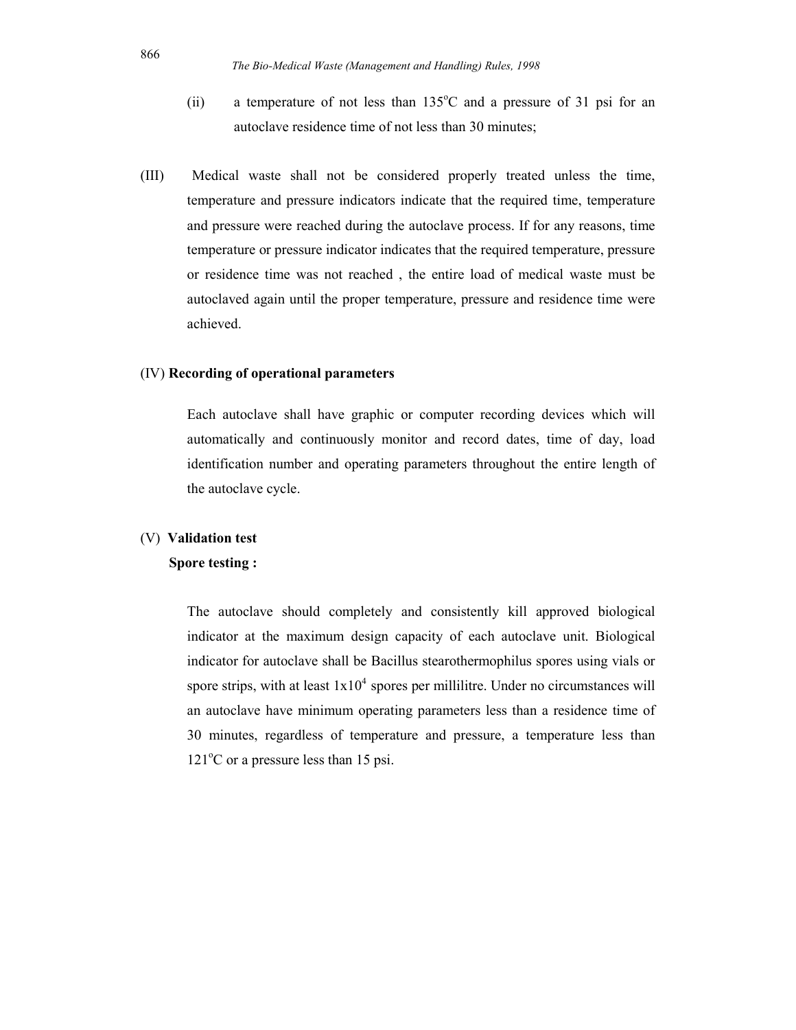(ii) a temperature of not less than 135°C and a pressure of 31 psi for an autoclave residence time of not less than 30 minutes;

(III) Medical waste shall not be considered properly treated unless the time, temperature and pressure indicators indicate that the required time, temperature and pressure were reached during the autoclave process. If for any reasons, time temperature or pressure indicator indicates that the required temperature, pressure or residence time was not reached , the entire load of medical waste must be autoclaved again until the proper temperature, pressure and residence time were achieved.

(IV) **Recording of operational parameters**

Each autoclave shall have graphic or computer recording devices which will automatically and continuously monitor and record dates, time of day, load identification number and operating parameters throughout the entire length of the autoclave cycle.

(V) **Validation test**

**Spore testing :**

The autoclave should completely and consistently kill approved biological indicator at the maximum design capacity of each autoclave unit. Biological indicator for autoclave shall be Bacillus stearothermophilus spores using vials or spore strips, with at least $1 \times 10^4$ spores per millilitre. Under no circumstances will an autoclave have minimum operating parameters less than a residence time of 30 minutes, regardless of temperature and pressure, a temperature less than 121°C or a pressure less than 15 psi.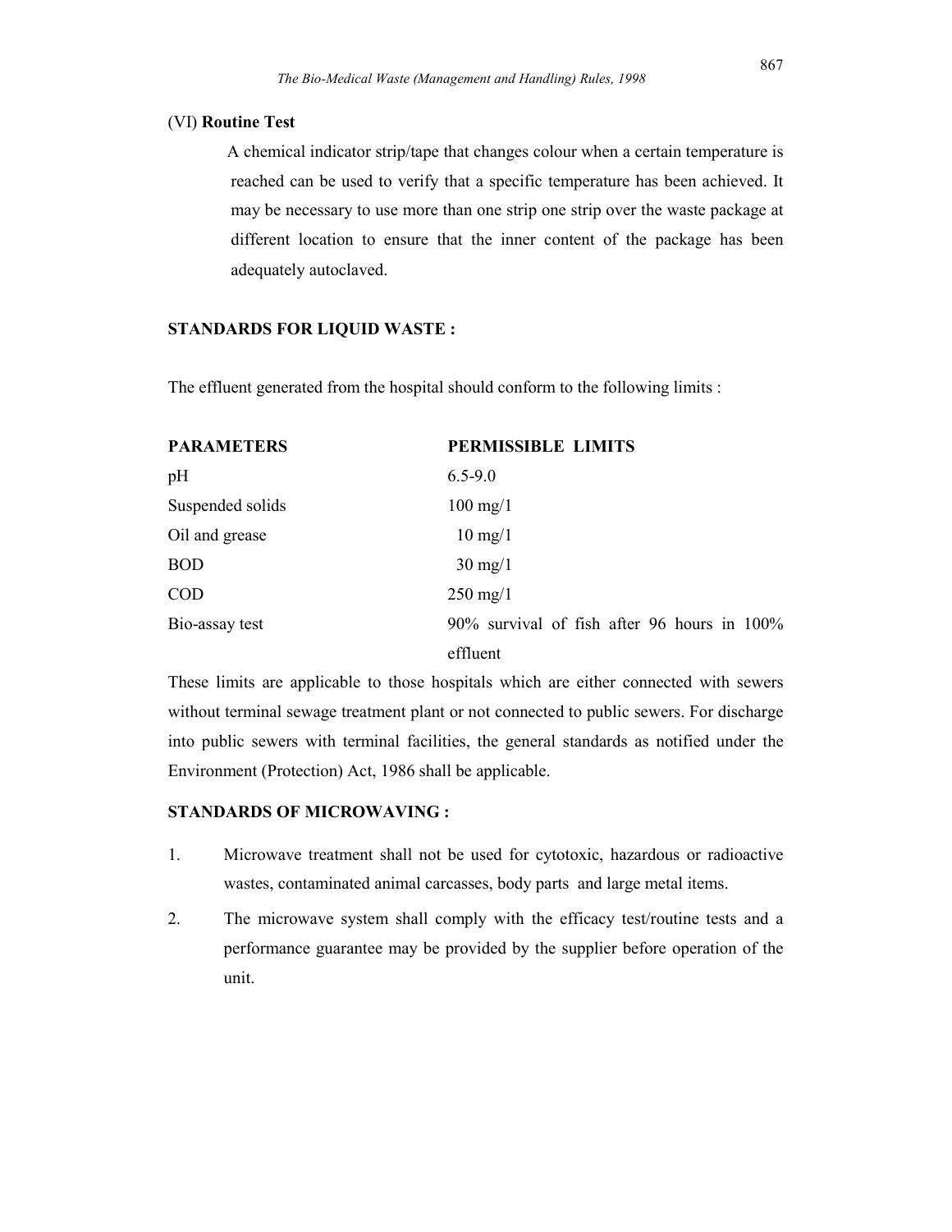(VI) **Routine Test**

A chemical indicator strip/tape that changes colour when a certain temperature is reached can be used to verify that a specific temperature has been achieved. It may be necessary to use more than one strip one strip over the waste package at different location to ensure that the inner content of the package has been adequately autoclaved.

**STANDARDS FOR LIQUID WASTE :**

The effluent generated from the hospital should conform to the following limits :

| PARAMETERS | PERMISSIBLE LIMITS |
|---|---|
| pH | 6.5-9.0 |
| Suspended solids | 100 mg/1 |
| Oil and grease | 10 mg/1 |
| BOD | 30 mg/1 |
| COD | 250 mg/1 |
| Bio-assay test | 90% survival of fish after 96 hours in 100% effluent |

These limits are applicable to those hospitals which are either connected with sewers without terminal sewage treatment plant or not connected to public sewers. For discharge into public sewers with terminal facilities, the general standards as notified under the Environment (Protection) Act, 1986 shall be applicable.

**STANDARDS OF MICROWAVING :**

1. Microwave treatment shall not be used for cytotoxic, hazardous or radioactive wastes, contaminated animal carcasses, body parts and large metal items.
2. The microwave system shall comply with the efficacy test/routine tests and a performance guarantee may be provided by the supplier before operation of the unit.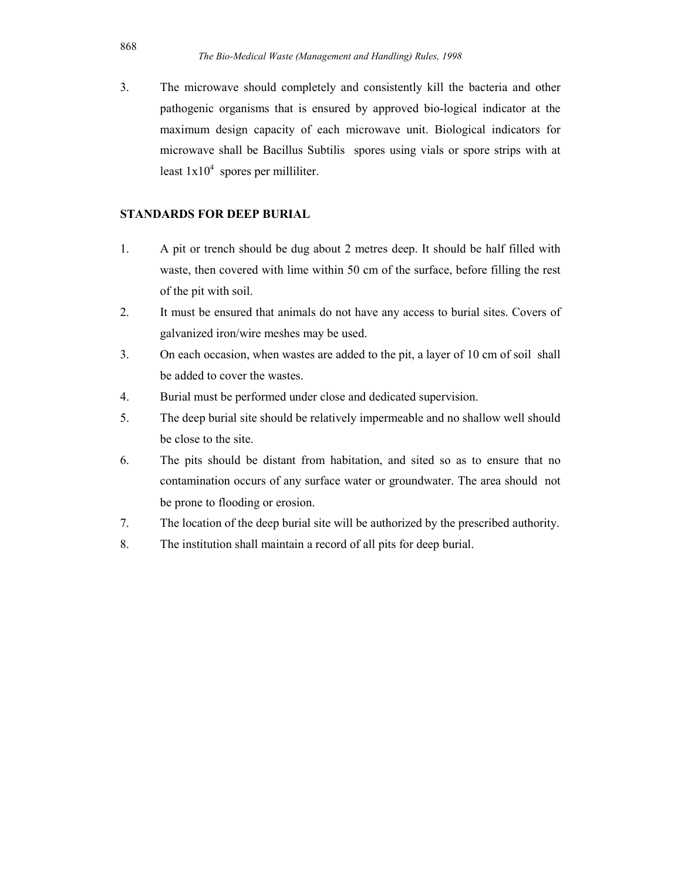3. The microwave should completely and consistently kill the bacteria and other pathogenic organisms that is ensured by approved bio-logical indicator at the maximum design capacity of each microwave unit. Biological indicators for microwave shall be Bacillus Subtilis spores using vials or spore strips with at least $1x10^4$ spores per milliliter.

**STANDARDS FOR DEEP BURIAL**

1. A pit or trench should be dug about 2 metres deep. It should be half filled with waste, then covered with lime within 50 cm of the surface, before filling the rest of the pit with soil.
2. It must be ensured that animals do not have any access to burial sites. Covers of galvanized iron/wire meshes may be used.
3. On each occasion, when wastes are added to the pit, a layer of 10 cm of soil shall be added to cover the wastes.
4. Burial must be performed under close and dedicated supervision.
5. The deep burial site should be relatively impermeable and no shallow well should be close to the site.
6. The pits should be distant from habitation, and sited so as to ensure that no contamination occurs of any surface water or groundwater. The area should not be prone to flooding or erosion.
7. The location of the deep burial site will be authorized by the prescribed authority.
8. The institution shall maintain a record of all pits for deep burial.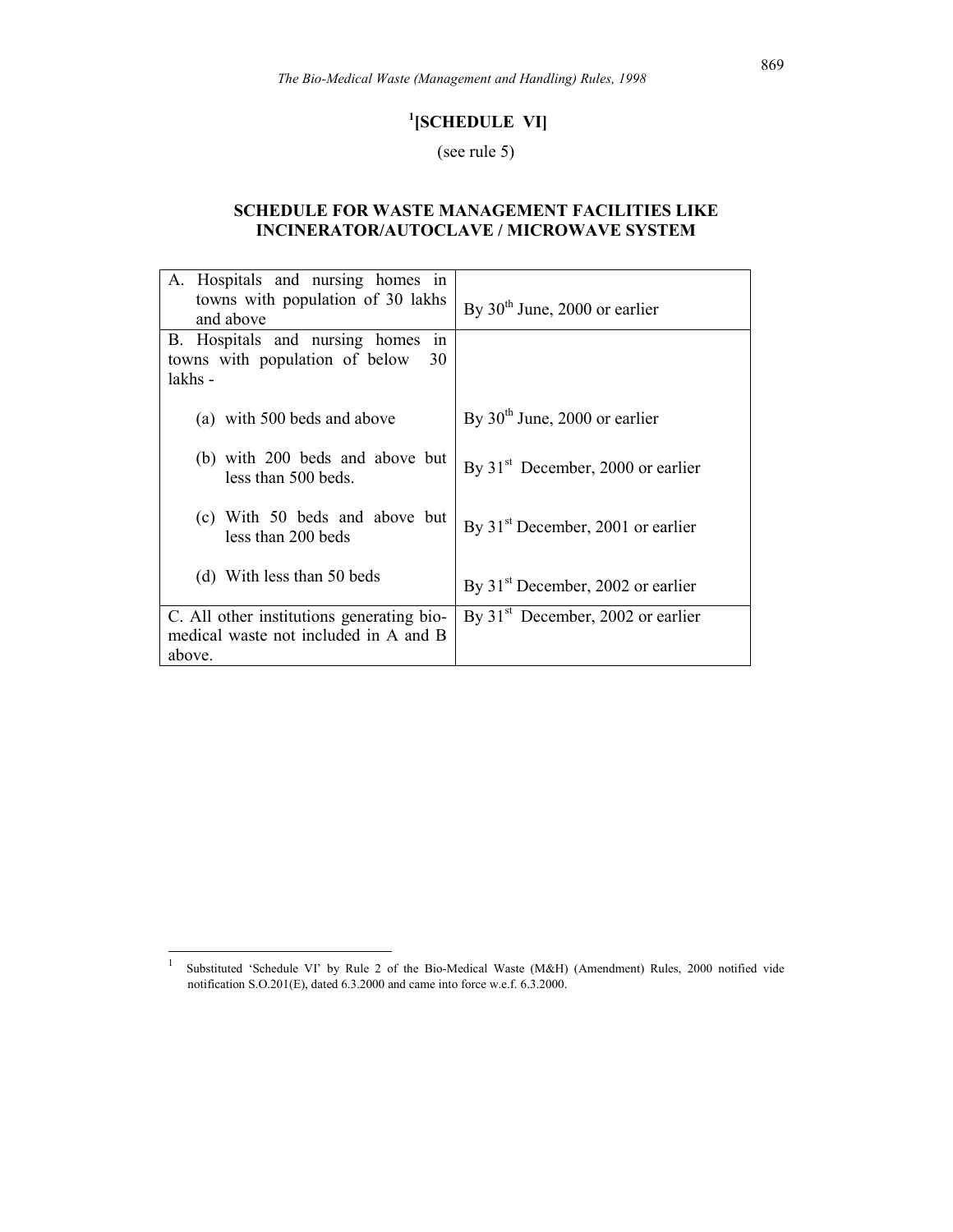## [1][SCHEDULE VI]

(see rule 5)

### SCHEDULE FOR WASTE MANAGEMENT FACILITIES LIKE INCINERATOR/AUTOCLAVE / MICROWAVE SYSTEM

| | |
|---|---|
| A. Hospitals and nursing homes in towns with population of 30 lakhs and above | By 30th June, 2000 or earlier |
| B. Hospitals and nursing homes in towns with population of below 30 lakhs - | |
| (a) with 500 beds and above | By 30th June, 2000 or earlier |
| (b) with 200 beds and above but less than 500 beds. | By 31st December, 2000 or earlier |
| (c) With 50 beds and above but less than 200 beds | By 31st December, 2001 or earlier |
| (d) With less than 50 beds | By 31st December, 2002 or earlier |
| C. All other institutions generating bio-medical waste not included in A and B above. | By 31st December, 2002 or earlier |

[1] Substituted 'Schedule VI' by Rule 2 of the Bio-Medical Waste (M&H) (Amendment) Rules, 2000 notified vide notification S.O.201(E), dated 6.3.2000 and came into force w.e.f. 6.3.2000.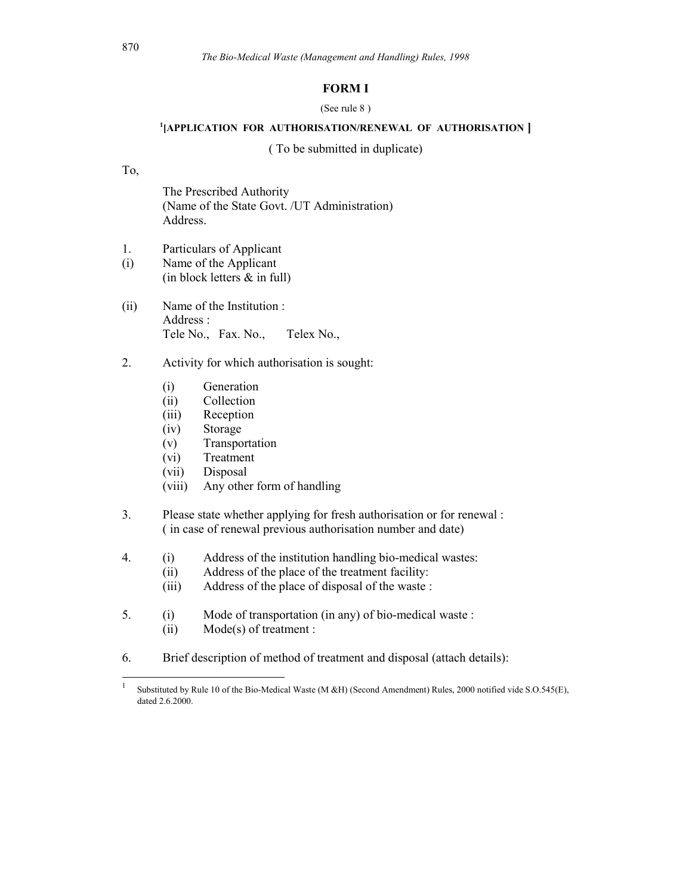## FORM I

(See rule 8 )

### [1][APPLICATION FOR AUTHORISATION/RENEWAL OF AUTHORISATION ]

( To be submitted in duplicate)

To,

The Prescribed Authority
(Name of the State Govt. /UT Administration)
Address.

1. Particulars of Applicant

(i) Name of the Applicant
(in block letters & in full)

(ii) Name of the Institution :
Address :
Tele No., Fax. No., Telex No.,

2. Activity for which authorisation is sought:

   (i) Generation
   (ii) Collection
   (iii) Reception
   (iv) Storage
   (v) Transportation
   (vi) Treatment
   (vii) Disposal
   (viii) Any other form of handling

3. Please state whether applying for fresh authorisation or for renewal :
( in case of renewal previous authorisation number and date)

4. (i) Address of the institution handling bio-medical wastes:
   (ii) Address of the place of the treatment facility:
   (iii) Address of the place of disposal of the waste :

5. (i) Mode of transportation (in any) of bio-medical waste :
   (ii) Mode(s) of treatment :

6. Brief description of method of treatment and disposal (attach details):

---

[1] Substituted by Rule 10 of the Bio-Medical Waste (M &H) (Second Amendment) Rules, 2000 notified vide S.O.545(E), dated 2.6.2000.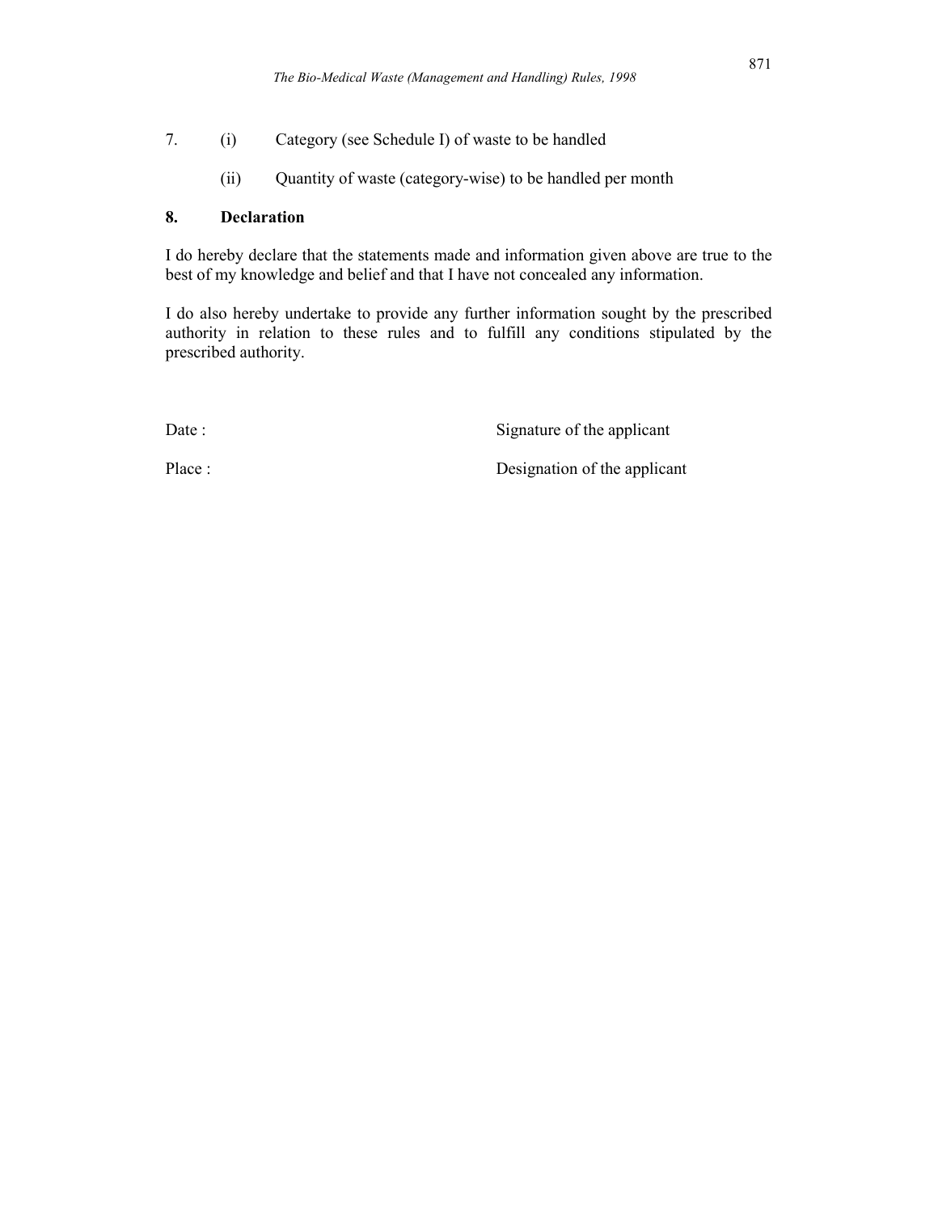7. (i) Category (see Schedule I) of waste to be handled

   (ii) Quantity of waste (category-wise) to be handled per month

**8. Declaration**

I do hereby declare that the statements made and information given above are true to the best of my knowledge and belief and that I have not concealed any information.

I do also hereby undertake to provide any further information sought by the prescribed authority in relation to these rules and to fulfill any conditions stipulated by the prescribed authority.

Date : Signature of the applicant

Place : Designation of the applicant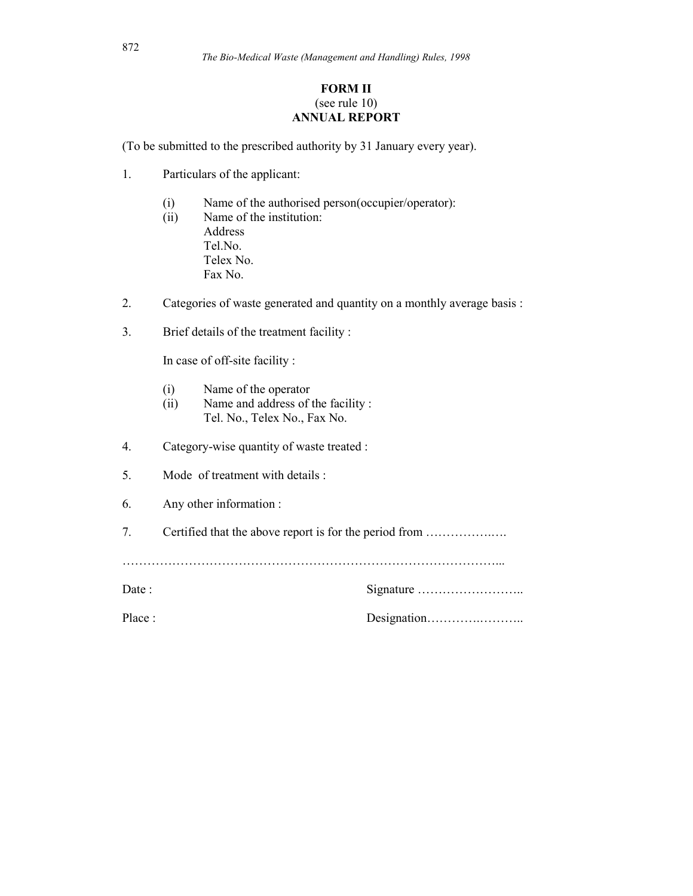## FORM II
(see rule 10)
## ANNUAL REPORT

(To be submitted to the prescribed authority by 31 January every year).

1. Particulars of the applicant:

   (i) Name of the authorised person(occupier/operator):
   (ii) Name of the institution:
   Address
   Tel.No.
   Telex No.
   Fax No.

2. Categories of waste generated and quantity on a monthly average basis :

3. Brief details of the treatment facility :

   In case of off-site facility :

   (i) Name of the operator
   (ii) Name and address of the facility :
   Tel. No., Telex No., Fax No.

4. Category-wise quantity of waste treated :

5. Mode of treatment with details :

6. Any other information :

7. Certified that the above report is for the period from ……………….…

…………………………………………………………………………………...

Date : Signature ……………………..

Place : Designation…………..………..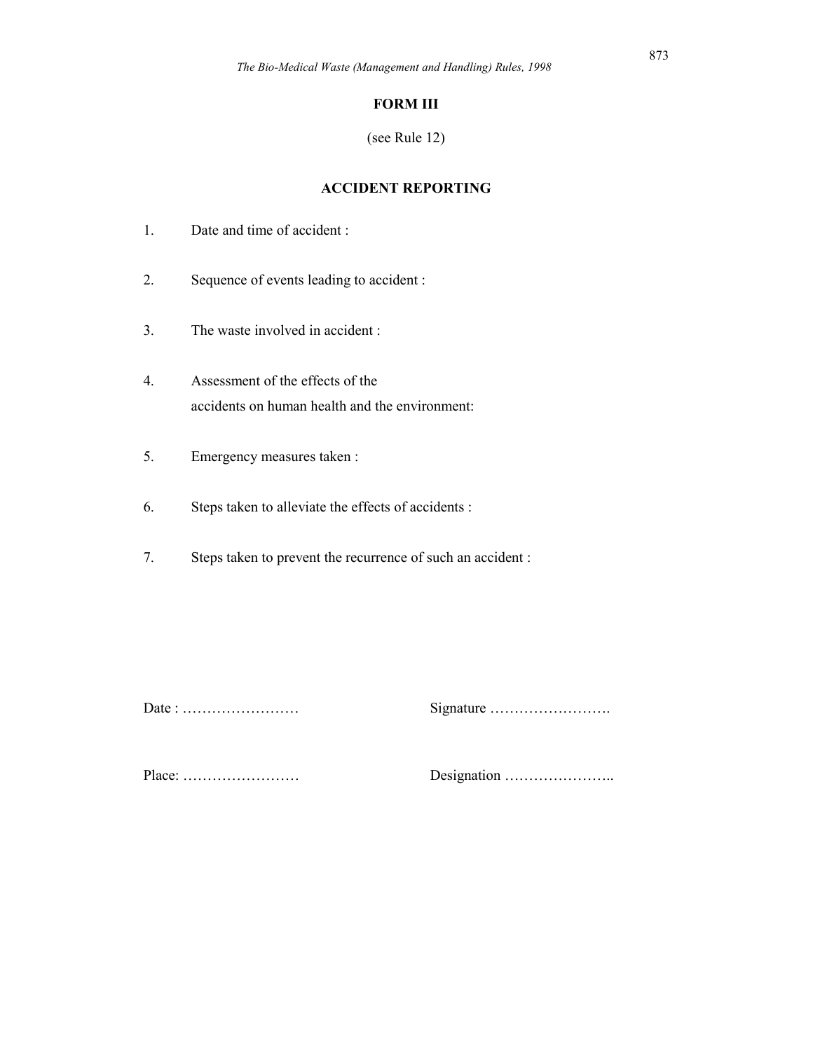## FORM III

(see Rule 12)

## ACCIDENT REPORTING

1. Date and time of accident :

2. Sequence of events leading to accident :

3. The waste involved in accident :

4. Assessment of the effects of the accidents on human health and the environment:

5. Emergency measures taken :

6. Steps taken to alleviate the effects of accidents :

7. Steps taken to prevent the recurrence of such an accident :

Date : ……………………  Signature …………………….

Place: ……………………  Designation …………………..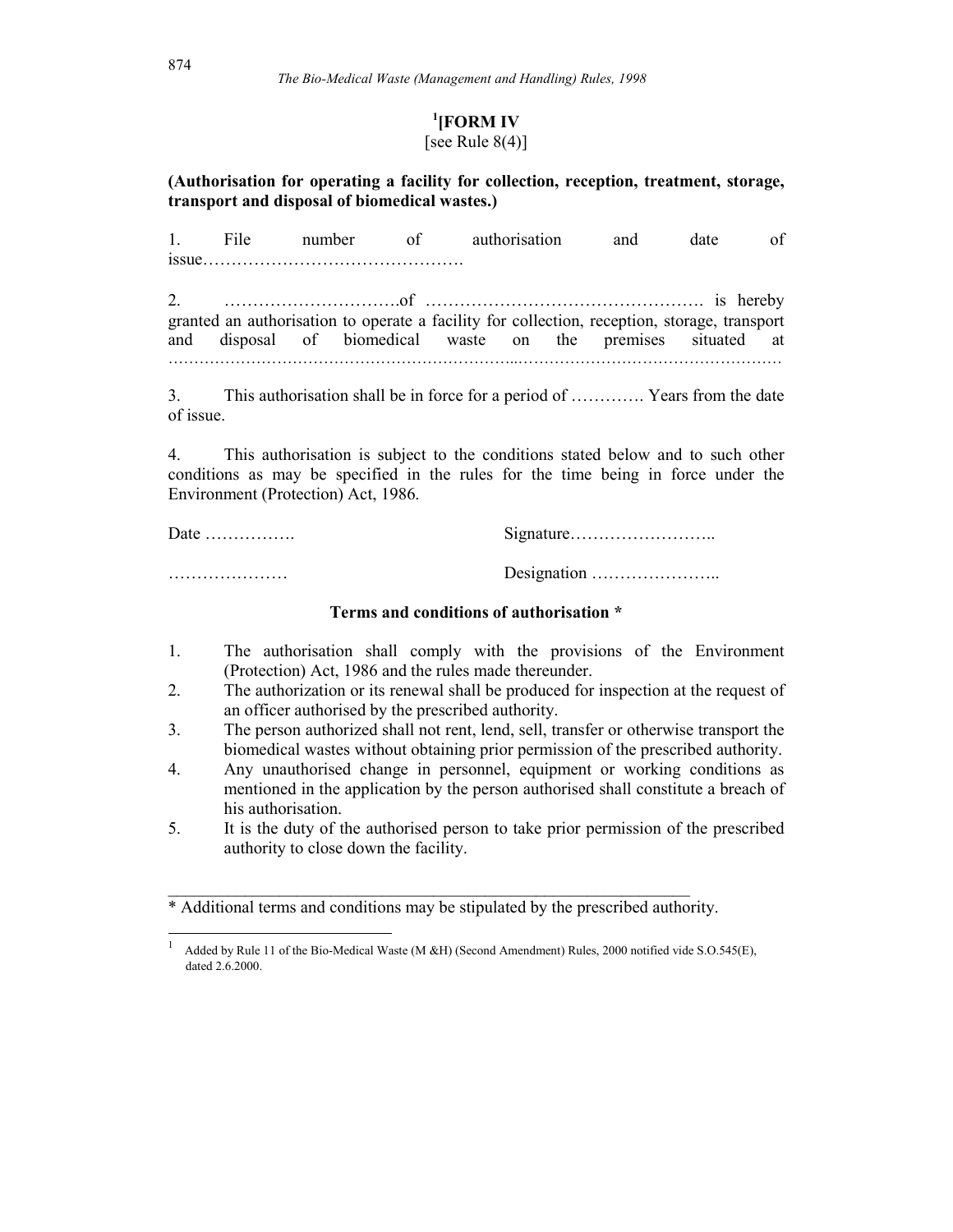## [1][FORM IV

[see Rule 8(4)]

**(Authorisation for operating a facility for collection, reception, treatment, storage, transport and disposal of biomedical wastes.)**

1. File number of authorisation and date of issue……………………………………….

2. ………………………….of …………………………………………. is hereby granted an authorisation to operate a facility for collection, reception, storage, transport and disposal of biomedical waste on the premises situated at ……………………………………………………...……………………………………………

3. This authorisation shall be in force for a period of …………. Years from the date of issue.

4. This authorisation is subject to the conditions stated below and to such other conditions as may be specified in the rules for the time being in force under the Environment (Protection) Act, 1986.

Date …………….  Signature……………………..

…………………  Designation …………………..

### Terms and conditions of authorisation *

1. The authorisation shall comply with the provisions of the Environment (Protection) Act, 1986 and the rules made thereunder.
2. The authorization or its renewal shall be produced for inspection at the request of an officer authorised by the prescribed authority.
3. The person authorized shall not rent, lend, sell, transfer or otherwise transport the biomedical wastes without obtaining prior permission of the prescribed authority.
4. Any unauthorised change in personnel, equipment or working conditions as mentioned in the application by the person authorised shall constitute a breach of his authorisation.
5. It is the duty of the authorised person to take prior permission of the prescribed authority to close down the facility.

---

* Additional terms and conditions may be stipulated by the prescribed authority.

[1] Added by Rule 11 of the Bio-Medical Waste (M &H) (Second Amendment) Rules, 2000 notified vide S.O.545(E), dated 2.6.2000.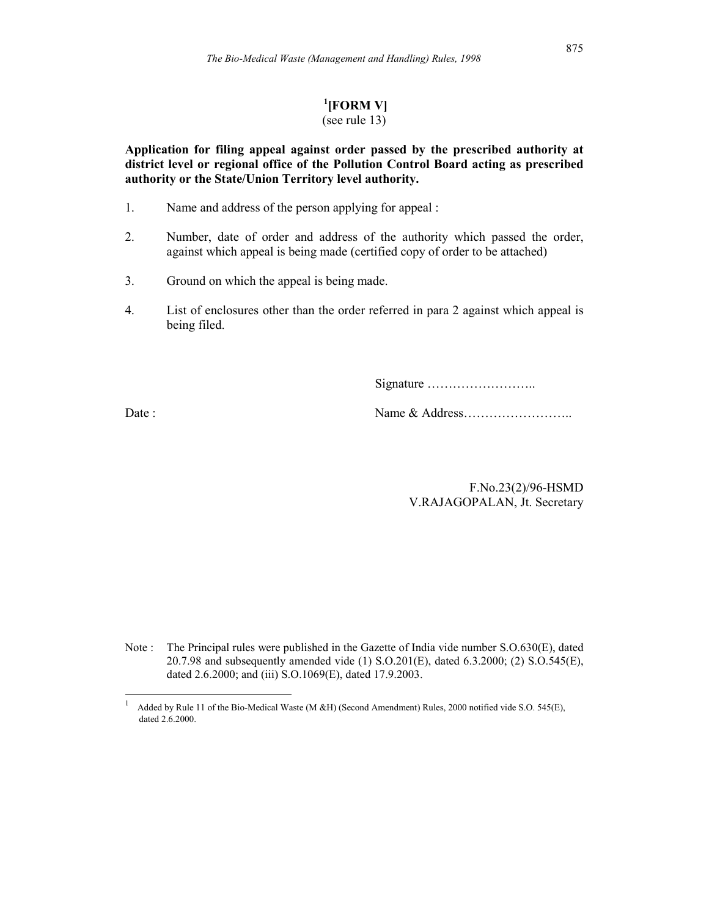## [1][FORM V]

(see rule 13)

**Application for filing appeal against order passed by the prescribed authority at district level or regional office of the Pollution Control Board acting as prescribed authority or the State/Union Territory level authority.**

1. Name and address of the person applying for appeal :

2. Number, date of order and address of the authority which passed the order, against which appeal is being made (certified copy of order to be attached)

3. Ground on which the appeal is being made.

4. List of enclosures other than the order referred in para 2 against which appeal is being filed.

Signature ……………………..

Date :

Name & Address……………………..

F.No.23(2)/96-HSMD
V.RAJAGOPALAN, Jt. Secretary

Note : The Principal rules were published in the Gazette of India vide number S.O.630(E), dated 20.7.98 and subsequently amended vide (1) S.O.201(E), dated 6.3.2000; (2) S.O.545(E), dated 2.6.2000; and (iii) S.O.1069(E), dated 17.9.2003.

---

[1] Added by Rule 11 of the Bio-Medical Waste (M &H) (Second Amendment) Rules, 2000 notified vide S.O. 545(E), dated 2.6.2000.